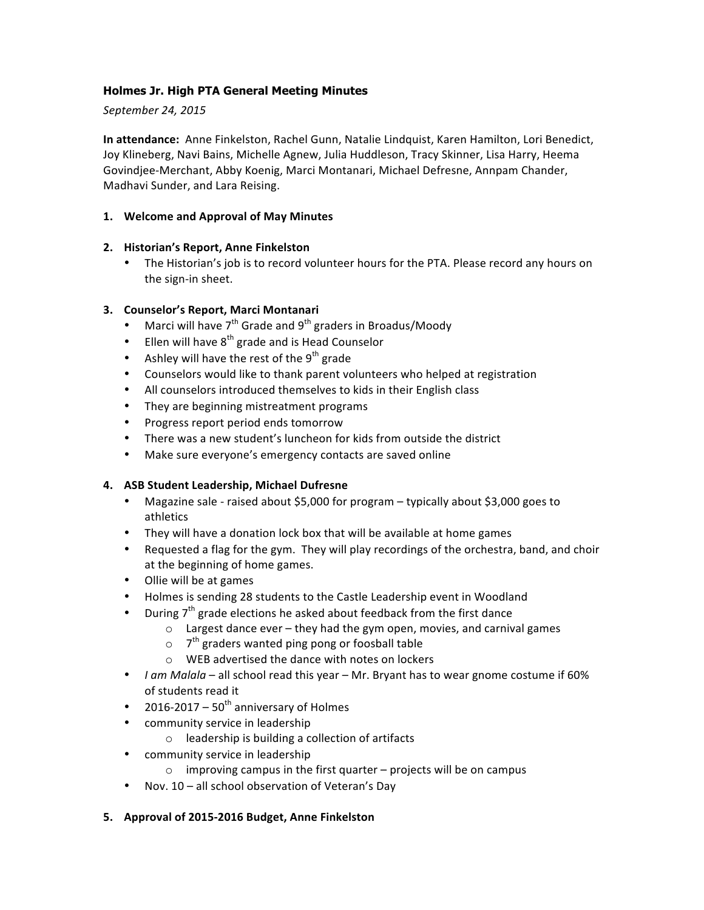# Holmes Jr. High PTA General Meeting Minutes

*September 24, 2015*

**In attendance:** Anne Finkelston, Rachel Gunn, Natalie Lindquist, Karen Hamilton, Lori Benedict, Joy Klineberg, Navi Bains, Michelle Agnew, Julia Huddleson, Tracy Skinner, Lisa Harry, Heema Govindjee-Merchant, Abby Koenig, Marci Montanari, Michael Defresne, Annpam Chander, Madhavi Sunder, and Lara Reising.

## 1. Welcome and Approval of May Minutes

## 2. Historian's Report, Anne Finkelston

- The Historian's job is to record volunteer hours for the PTA. Please record any hours on the sign-in sheet.

## 3. Counselor's Report, Marci Montanari

- Marci will have 7th Grade and 9th graders in Broadus/Moody
- Ellen will have 8th grade and is Head Counselor
- Ashley will have the rest of the 9th grade
- Counselors would like to thank parent volunteers who helped at registration
- All counselors introduced themselves to kids in their English class
- They are beginning mistreatment programs
- Progress report period ends tomorrow
- There was a new student's luncheon for kids from outside the district
- Make sure everyone's emergency contacts are saved online

## 4. ASB Student Leadership, Michael Dufresne

- Magazine sale - raised about $5,000 for program – typically about $3,000 goes to athletics
- They will have a donation lock box that will be available at home games
- Requested a flag for the gym. They will play recordings of the orchestra, band, and choir at the beginning of home games.
- Ollie will be at games
- Holmes is sending 28 students to the Castle Leadership event in Woodland
- During 7th grade elections he asked about feedback from the first dance
    - Largest dance ever – they had the gym open, movies, and carnival games
    - 7th graders wanted ping pong or foosball table
    - WEB advertised the dance with notes on lockers
- *I am Malala* – all school read this year – Mr. Bryant has to wear gnome costume if 60% of students read it
- 2016-2017 – 50th anniversary of Holmes
- community service in leadership
    - leadership is building a collection of artifacts
- community service in leadership
    - improving campus in the first quarter – projects will be on campus
- Nov. 10 – all school observation of Veteran's Day

## 5. Approval of 2015-2016 Budget, Anne Finkelston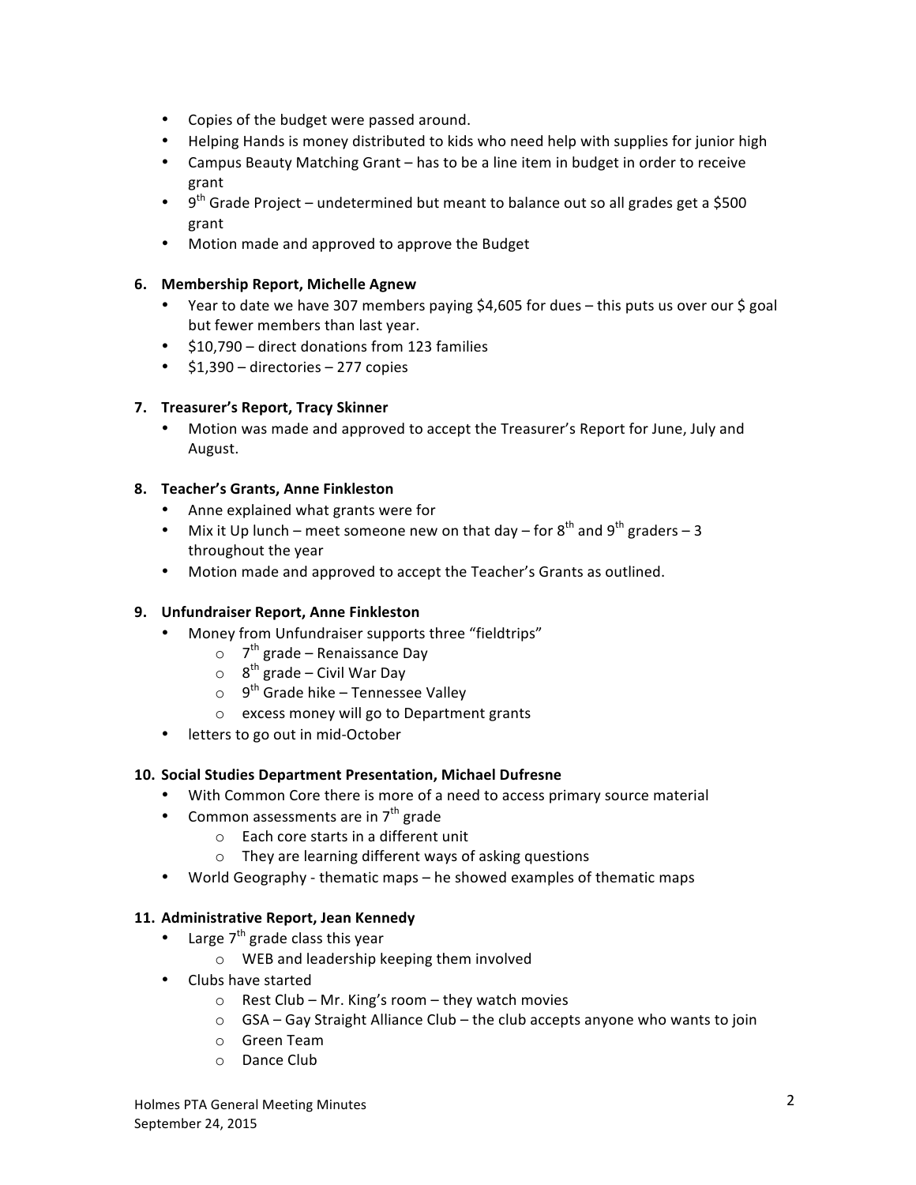- Copies of the budget were passed around.
- Helping Hands is money distributed to kids who need help with supplies for junior high
- Campus Beauty Matching Grant – has to be a line item in budget in order to receive grant
- 9th Grade Project – undetermined but meant to balance out so all grades get a $500 grant
- Motion made and approved to approve the Budget

**6. Membership Report, Michelle Agnew**

- Year to date we have 307 members paying $4,605 for dues – this puts us over our $ goal but fewer members than last year.
- $10,790 – direct donations from 123 families
- $1,390 – directories – 277 copies

**7. Treasurer's Report, Tracy Skinner**

- Motion was made and approved to accept the Treasurer's Report for June, July and August.

**8. Teacher's Grants, Anne Finkleston**

- Anne explained what grants were for
- Mix it Up lunch – meet someone new on that day – for 8th and 9th graders – 3 throughout the year
- Motion made and approved to accept the Teacher's Grants as outlined.

**9. Unfundraiser Report, Anne Finkleston**

- Money from Unfundraiser supports three "fieldtrips"
  - 7th grade – Renaissance Day
  - 8th grade – Civil War Day
  - 9th Grade hike – Tennessee Valley
  - excess money will go to Department grants
- letters to go out in mid-October

**10. Social Studies Department Presentation, Michael Dufresne**

- With Common Core there is more of a need to access primary source material
- Common assessments are in 7th grade
  - Each core starts in a different unit
  - They are learning different ways of asking questions
- World Geography - thematic maps – he showed examples of thematic maps

**11. Administrative Report, Jean Kennedy**

- Large 7th grade class this year
  - WEB and leadership keeping them involved
- Clubs have started
  - Rest Club – Mr. King's room – they watch movies
  - GSA – Gay Straight Alliance Club – the club accepts anyone who wants to join
  - Green Team
  - Dance Club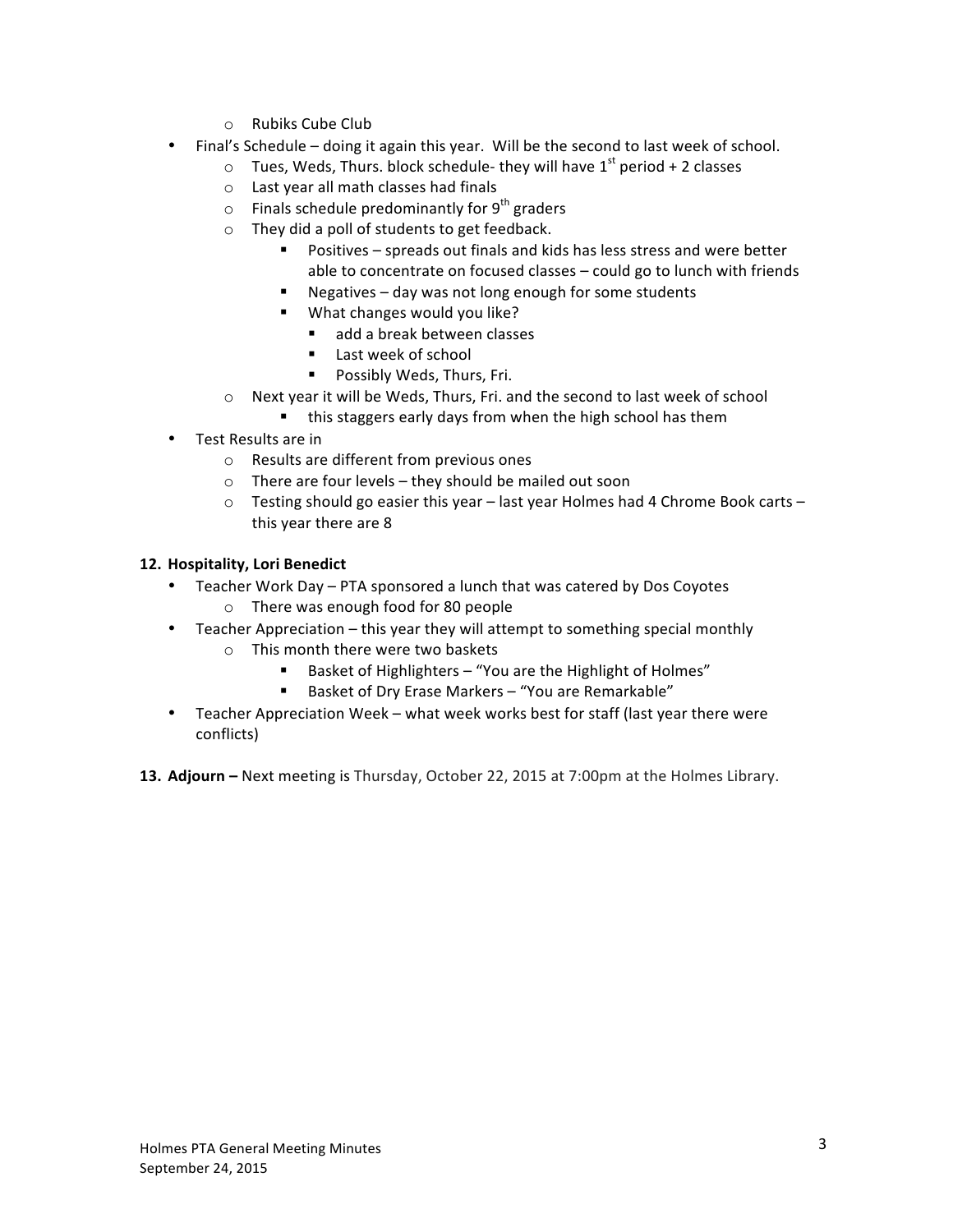- Rubiks Cube Club
- Final's Schedule – doing it again this year. Will be the second to last week of school.
    - Tues, Weds, Thurs. block schedule- they will have 1st period + 2 classes
    - Last year all math classes had finals
    - Finals schedule predominantly for 9th graders
    - They did a poll of students to get feedback.
        - Positives – spreads out finals and kids has less stress and were better able to concentrate on focused classes – could go to lunch with friends
        - Negatives – day was not long enough for some students
        - What changes would you like?
            - add a break between classes
            - Last week of school
            - Possibly Weds, Thurs, Fri.
    - Next year it will be Weds, Thurs, Fri. and the second to last week of school
        - this staggers early days from when the high school has them
- Test Results are in
    - Results are different from previous ones
    - There are four levels – they should be mailed out soon
    - Testing should go easier this year – last year Holmes had 4 Chrome Book carts – this year there are 8

**12. Hospitality, Lori Benedict**

- Teacher Work Day – PTA sponsored a lunch that was catered by Dos Coyotes
    - There was enough food for 80 people
- Teacher Appreciation – this year they will attempt to something special monthly
    - This month there were two baskets
        - Basket of Highlighters – "You are the Highlight of Holmes"
        - Basket of Dry Erase Markers – "You are Remarkable"
- Teacher Appreciation Week – what week works best for staff (last year there were conflicts)

**13. Adjourn –** Next meeting is Thursday, October 22, 2015 at 7:00pm at the Holmes Library.